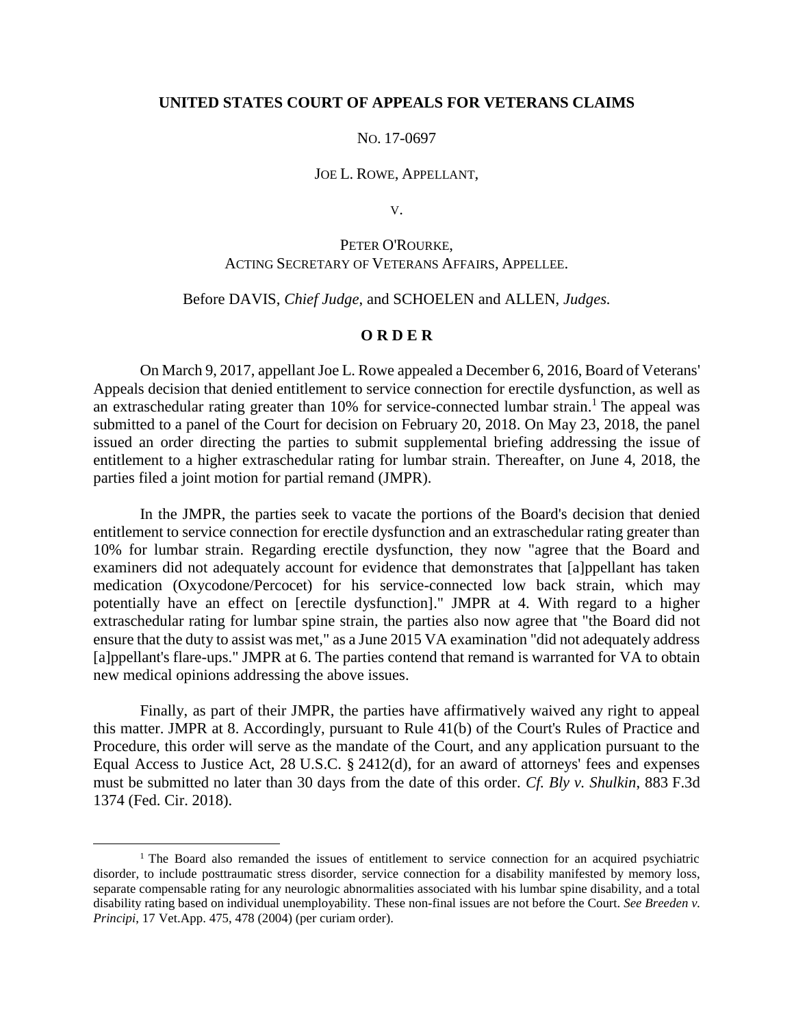**UNITED STATES COURT OF APPEALS FOR VETERANS CLAIMS**

NO. 17-0697

JOE L. ROWE, APPELLANT,

V.

PETER O'ROURKE,
ACTING SECRETARY OF VETERANS AFFAIRS, APPELLEE.

Before DAVIS, *Chief Judge*, and SCHOELEN and ALLEN, *Judges.*

**O R D E R**

On March 9, 2017, appellant Joe L. Rowe appealed a December 6, 2016, Board of Veterans' Appeals decision that denied entitlement to service connection for erectile dysfunction, as well as an extraschedular rating greater than 10% for service-connected lumbar strain.[1] The appeal was submitted to a panel of the Court for decision on February 20, 2018. On May 23, 2018, the panel issued an order directing the parties to submit supplemental briefing addressing the issue of entitlement to a higher extraschedular rating for lumbar strain. Thereafter, on June 4, 2018, the parties filed a joint motion for partial remand (JMPR).

In the JMPR, the parties seek to vacate the portions of the Board's decision that denied entitlement to service connection for erectile dysfunction and an extraschedular rating greater than 10% for lumbar strain. Regarding erectile dysfunction, they now "agree that the Board and examiners did not adequately account for evidence that demonstrates that [a]ppellant has taken medication (Oxycodone/Percocet) for his service-connected low back strain, which may potentially have an effect on [erectile dysfunction]." JMPR at 4. With regard to a higher extraschedular rating for lumbar spine strain, the parties also now agree that "the Board did not ensure that the duty to assist was met," as a June 2015 VA examination "did not adequately address [a]ppellant's flare-ups." JMPR at 6. The parties contend that remand is warranted for VA to obtain new medical opinions addressing the above issues.

Finally, as part of their JMPR, the parties have affirmatively waived any right to appeal this matter. JMPR at 8. Accordingly, pursuant to Rule 41(b) of the Court's Rules of Practice and Procedure, this order will serve as the mandate of the Court, and any application pursuant to the Equal Access to Justice Act, 28 U.S.C. § 2412(d), for an award of attorneys' fees and expenses must be submitted no later than 30 days from the date of this order. *Cf. Bly v. Shulkin*, 883 F.3d 1374 (Fed. Cir. 2018).

---

[1] The Board also remanded the issues of entitlement to service connection for an acquired psychiatric disorder, to include posttraumatic stress disorder, service connection for a disability manifested by memory loss, separate compensable rating for any neurologic abnormalities associated with his lumbar spine disability, and a total disability rating based on individual unemployability. These non-final issues are not before the Court. *See Breeden v. Principi*, 17 Vet.App. 475, 478 (2004) (per curiam order).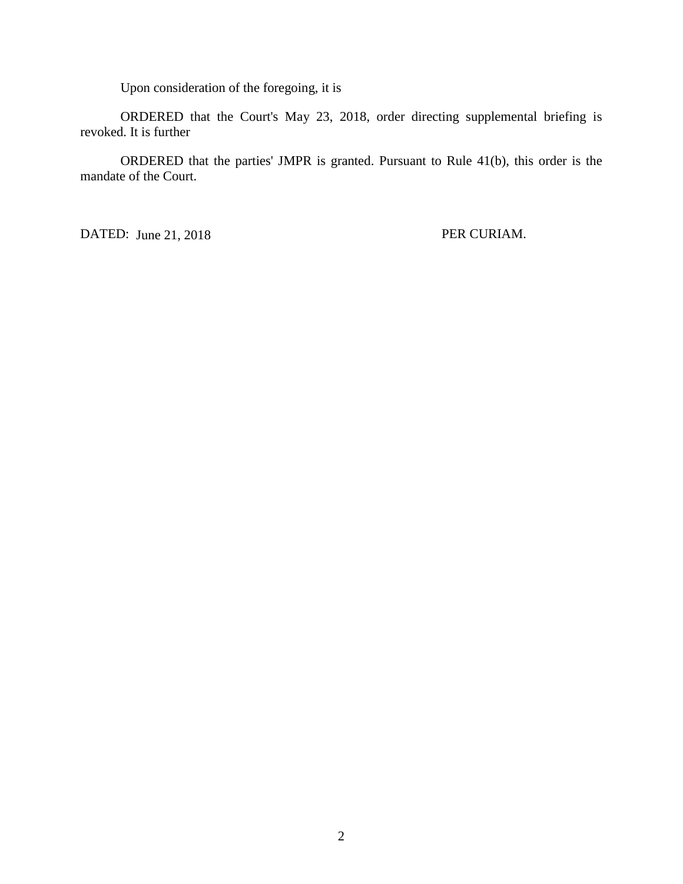Upon consideration of the foregoing, it is

ORDERED that the Court's May 23, 2018, order directing supplemental briefing is revoked. It is further

ORDERED that the parties' JMPR is granted. Pursuant to Rule 41(b), this order is the mandate of the Court.

DATED: June 21, 2018 PER CURIAM.